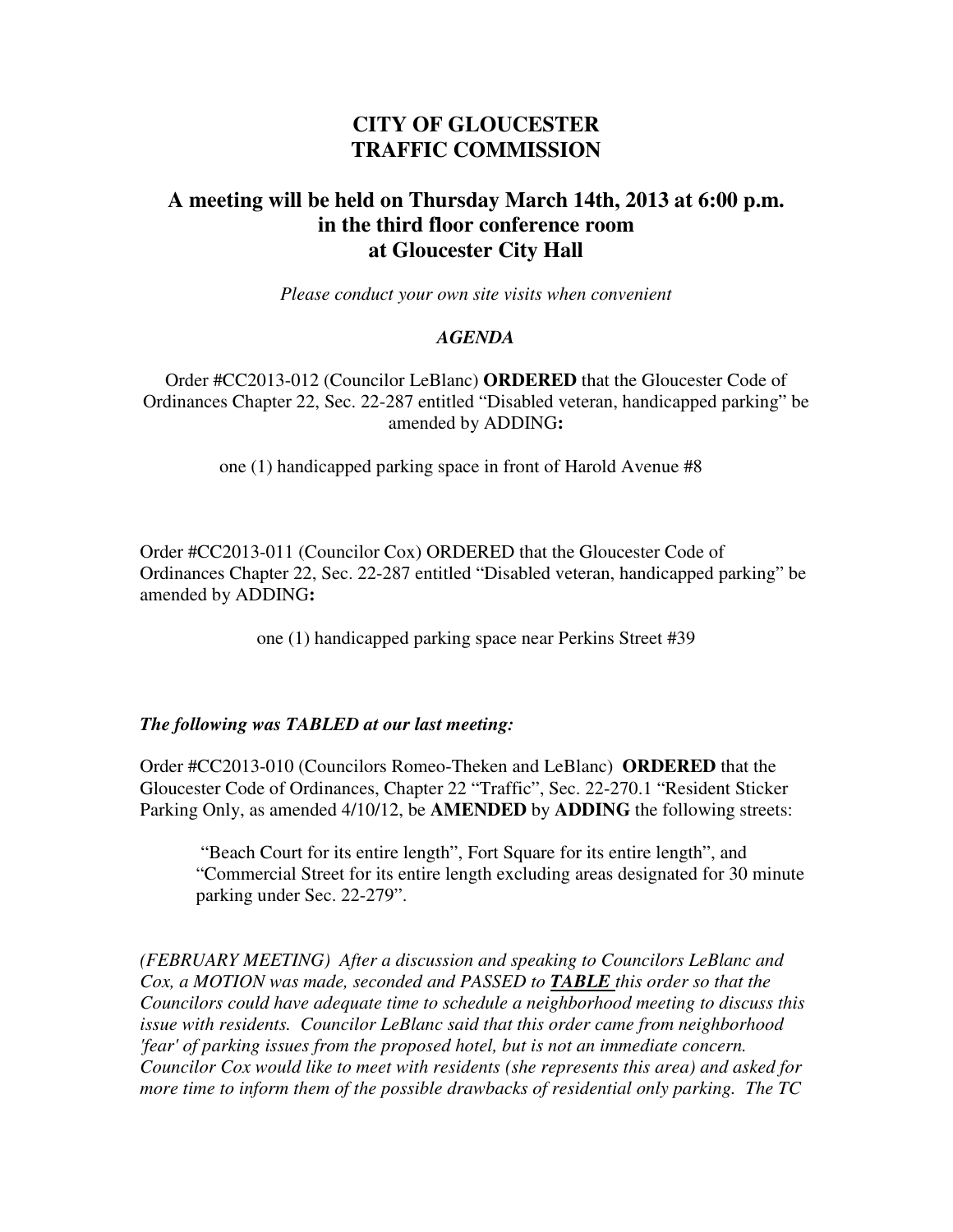# CITY OF GLOUCESTER
# TRAFFIC COMMISSION

## A meeting will be held on Thursday March 14th, 2013 at 6:00 p.m. in the third floor conference room at Gloucester City Hall

*Please conduct your own site visits when convenient*

***AGENDA***

Order #CC2013-012 (Councilor LeBlanc) **ORDERED** that the Gloucester Code of Ordinances Chapter 22, Sec. 22-287 entitled "Disabled veteran, handicapped parking" be amended by ADDING**:**

one (1) handicapped parking space in front of Harold Avenue #8

Order #CC2013-011 (Councilor Cox) ORDERED that the Gloucester Code of Ordinances Chapter 22, Sec. 22-287 entitled "Disabled veteran, handicapped parking" be amended by ADDING**:**

one (1) handicapped parking space near Perkins Street #39

***The following was TABLED at our last meeting:***

Order #CC2013-010 (Councilors Romeo-Theken and LeBlanc) **ORDERED** that the Gloucester Code of Ordinances, Chapter 22 "Traffic", Sec. 22-270.1 "Resident Sticker Parking Only, as amended 4/10/12, be **AMENDED** by **ADDING** the following streets:

> "Beach Court for its entire length", Fort Square for its entire length", and "Commercial Street for its entire length excluding areas designated for 30 minute parking under Sec. 22-279".

*(FEBRUARY MEETING) After a discussion and speaking to Councilors LeBlanc and Cox, a MOTION was made, seconded and PASSED to **TABLE** this order so that the Councilors could have adequate time to schedule a neighborhood meeting to discuss this issue with residents. Councilor LeBlanc said that this order came from neighborhood 'fear' of parking issues from the proposed hotel, but is not an immediate concern. Councilor Cox would like to meet with residents (she represents this area) and asked for more time to inform them of the possible drawbacks of residential only parking. The TC*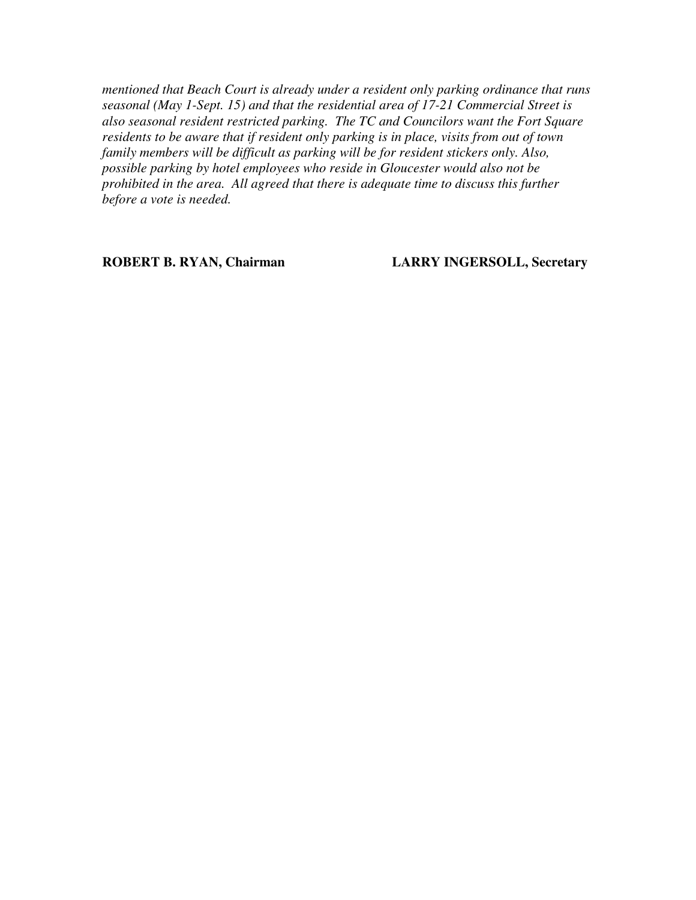*mentioned that Beach Court is already under a resident only parking ordinance that runs seasonal (May 1-Sept. 15) and that the residential area of 17-21 Commercial Street is also seasonal resident restricted parking. The TC and Councilors want the Fort Square residents to be aware that if resident only parking is in place, visits from out of town family members will be difficult as parking will be for resident stickers only. Also, possible parking by hotel employees who reside in Gloucester would also not be prohibited in the area. All agreed that there is adequate time to discuss this further before a vote is needed.*

**ROBERT B. RYAN, Chairman** **LARRY INGERSOLL, Secretary**